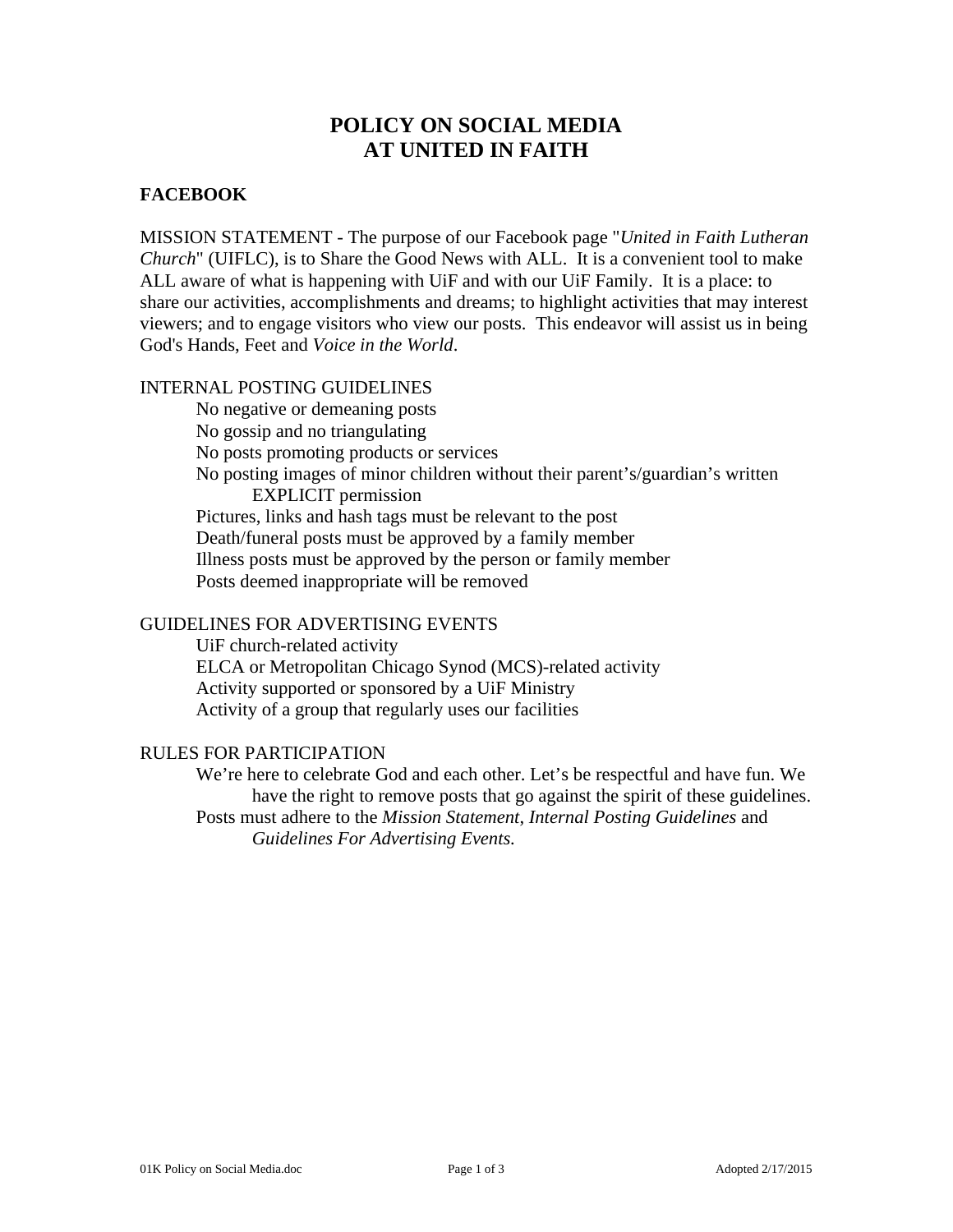# POLICY ON SOCIAL MEDIA AT UNITED IN FAITH

## FACEBOOK

MISSION STATEMENT - The purpose of our Facebook page "*United in Faith Lutheran Church*" (UIFLC), is to Share the Good News with ALL. It is a convenient tool to make ALL aware of what is happening with UiF and with our UiF Family. It is a place: to share our activities, accomplishments and dreams; to highlight activities that may interest viewers; and to engage visitors who view our posts. This endeavor will assist us in being God's Hands, Feet and *Voice in the World*.

INTERNAL POSTING GUIDELINES

- No negative or demeaning posts
- No gossip and no triangulating
- No posts promoting products or services
- No posting images of minor children without their parent's/guardian's written EXPLICIT permission
- Pictures, links and hash tags must be relevant to the post
- Death/funeral posts must be approved by a family member
- Illness posts must be approved by the person or family member
- Posts deemed inappropriate will be removed

GUIDELINES FOR ADVERTISING EVENTS

- UiF church-related activity
- ELCA or Metropolitan Chicago Synod (MCS)-related activity
- Activity supported or sponsored by a UiF Ministry
- Activity of a group that regularly uses our facilities

RULES FOR PARTICIPATION

- We're here to celebrate God and each other. Let's be respectful and have fun. We have the right to remove posts that go against the spirit of these guidelines.
- Posts must adhere to the *Mission Statement*, *Internal Posting Guidelines* and *Guidelines For Advertising Events.*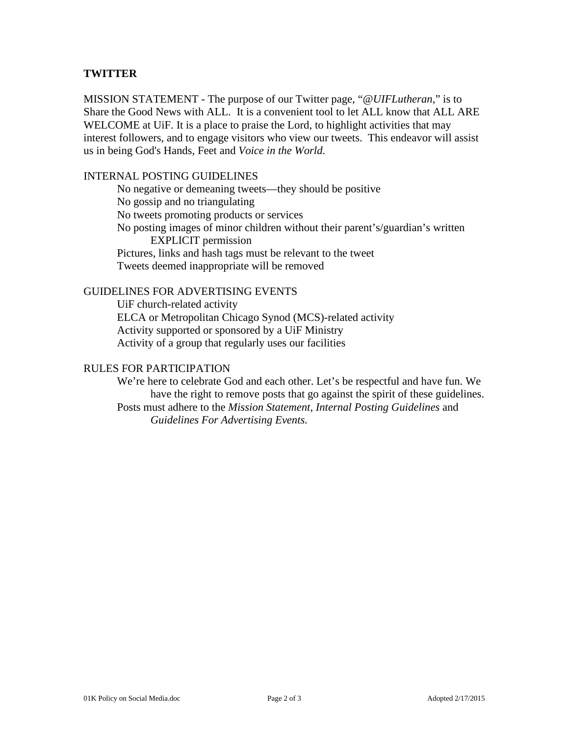## TWITTER

MISSION STATEMENT - The purpose of our Twitter page, "*@UIFLutheran*," is to Share the Good News with ALL. It is a convenient tool to let ALL know that ALL ARE WELCOME at UiF. It is a place to praise the Lord, to highlight activities that may interest followers, and to engage visitors who view our tweets. This endeavor will assist us in being God's Hands, Feet and *Voice in the World*.

INTERNAL POSTING GUIDELINES

- No negative or demeaning tweets—they should be positive
- No gossip and no triangulating
- No tweets promoting products or services
- No posting images of minor children without their parent's/guardian's written EXPLICIT permission
- Pictures, links and hash tags must be relevant to the tweet
- Tweets deemed inappropriate will be removed

GUIDELINES FOR ADVERTISING EVENTS

- UiF church-related activity
- ELCA or Metropolitan Chicago Synod (MCS)-related activity
- Activity supported or sponsored by a UiF Ministry
- Activity of a group that regularly uses our facilities

RULES FOR PARTICIPATION

- We're here to celebrate God and each other. Let's be respectful and have fun. We have the right to remove posts that go against the spirit of these guidelines.
- Posts must adhere to the *Mission Statement*, *Internal Posting Guidelines* and *Guidelines For Advertising Events.*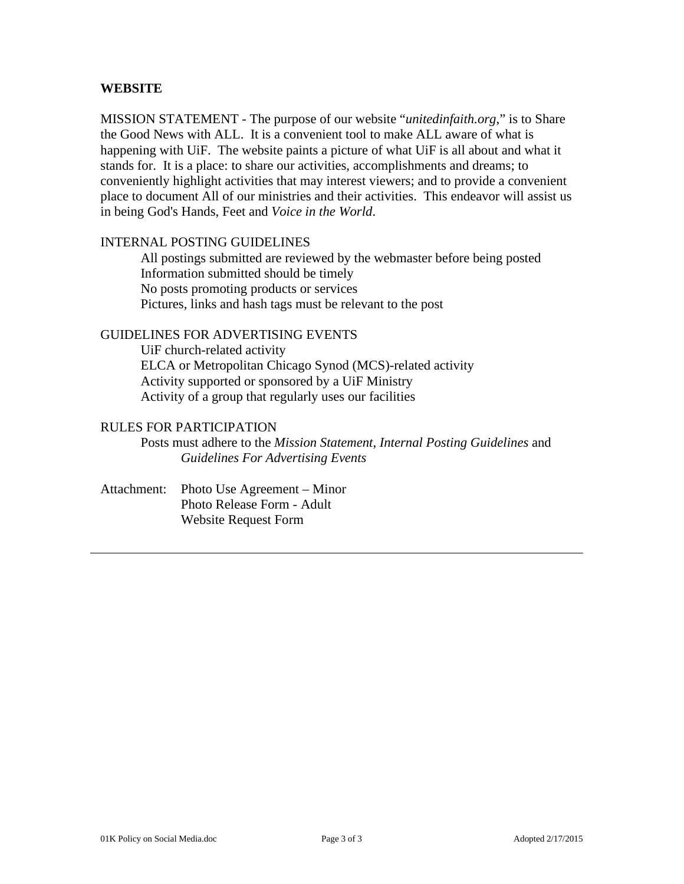**WEBSITE**

MISSION STATEMENT - The purpose of our website "*unitedinfaith.org*," is to Share the Good News with ALL. It is a convenient tool to make ALL aware of what is happening with UiF. The website paints a picture of what UiF is all about and what it stands for. It is a place: to share our activities, accomplishments and dreams; to conveniently highlight activities that may interest viewers; and to provide a convenient place to document All of our ministries and their activities. This endeavor will assist us in being God's Hands, Feet and *Voice in the World*.

INTERNAL POSTING GUIDELINES

- All postings submitted are reviewed by the webmaster before being posted
- Information submitted should be timely
- No posts promoting products or services
- Pictures, links and hash tags must be relevant to the post

GUIDELINES FOR ADVERTISING EVENTS

- UiF church-related activity
- ELCA or Metropolitan Chicago Synod (MCS)-related activity
- Activity supported or sponsored by a UiF Ministry
- Activity of a group that regularly uses our facilities

RULES FOR PARTICIPATION

- Posts must adhere to the *Mission Statement*, *Internal Posting Guidelines* and *Guidelines For Advertising Events*

Attachment:
- Photo Use Agreement – Minor
- Photo Release Form - Adult
- Website Request Form

---